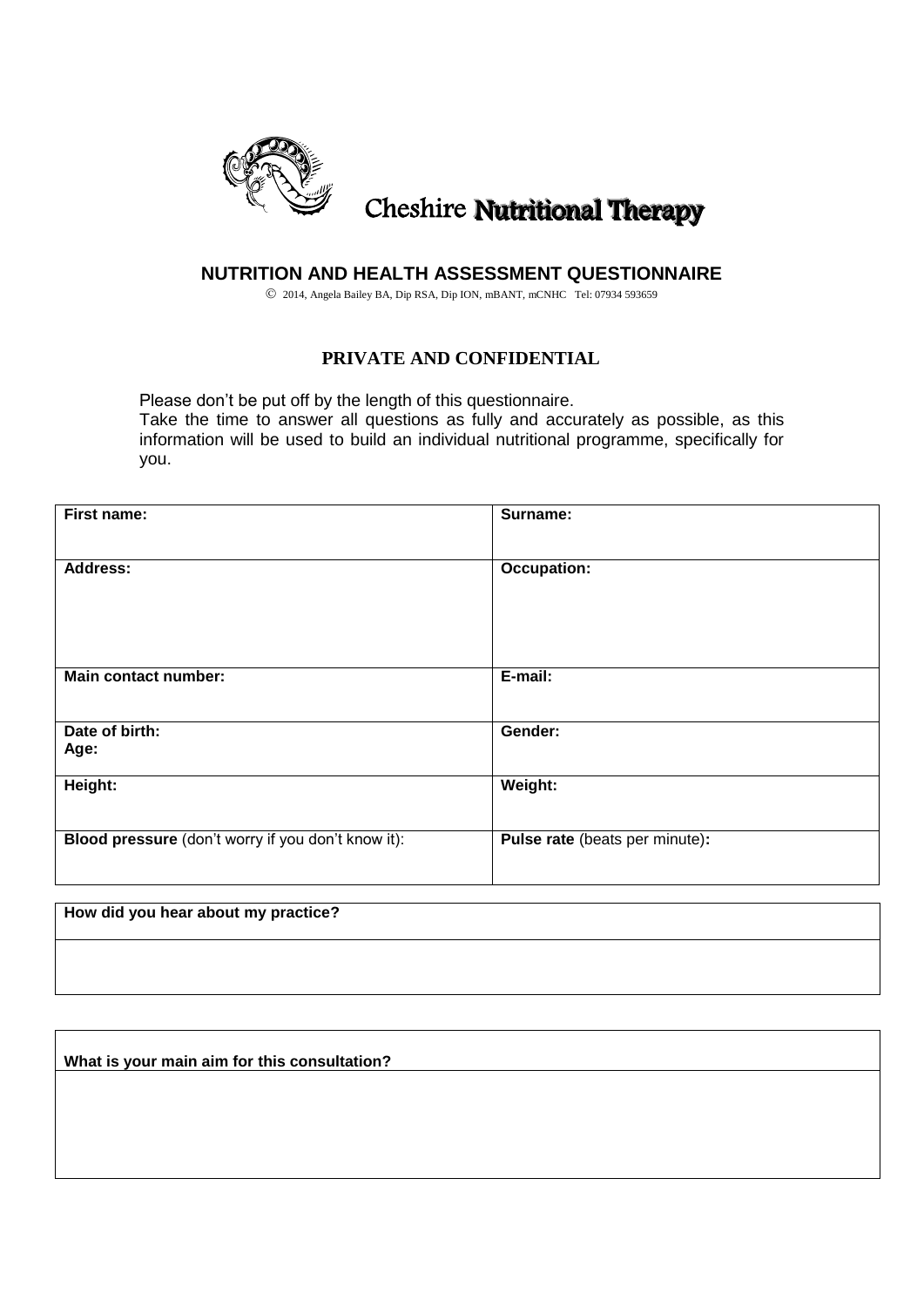Cheshire **Nutritional Therapy**

## NUTRITION AND HEALTH ASSESSMENT QUESTIONNAIRE

© 2014, Angela Bailey BA, Dip RSA, Dip ION, mBANT, mCNHC Tel: 07934 593659

### PRIVATE AND CONFIDENTIAL

Please don't be put off by the length of this questionnaire.
Take the time to answer all questions as fully and accurately as possible, as this information will be used to build an individual nutritional programme, specifically for you.

| | |
|---|---|
| **First name:** | **Surname:** |
| **Address:** | **Occupation:** |
| **Main contact number:** | **E-mail:** |
| **Date of birth:**<br>**Age:** | **Gender:** |
| **Height:** | **Weight:** |
| **Blood pressure** (don't worry if you don't know it): | **Pulse rate** (beats per minute)**:** |

| **How did you hear about my practice?** |
|---|
| |

| **What is your main aim for this consultation?** |
|---|
| |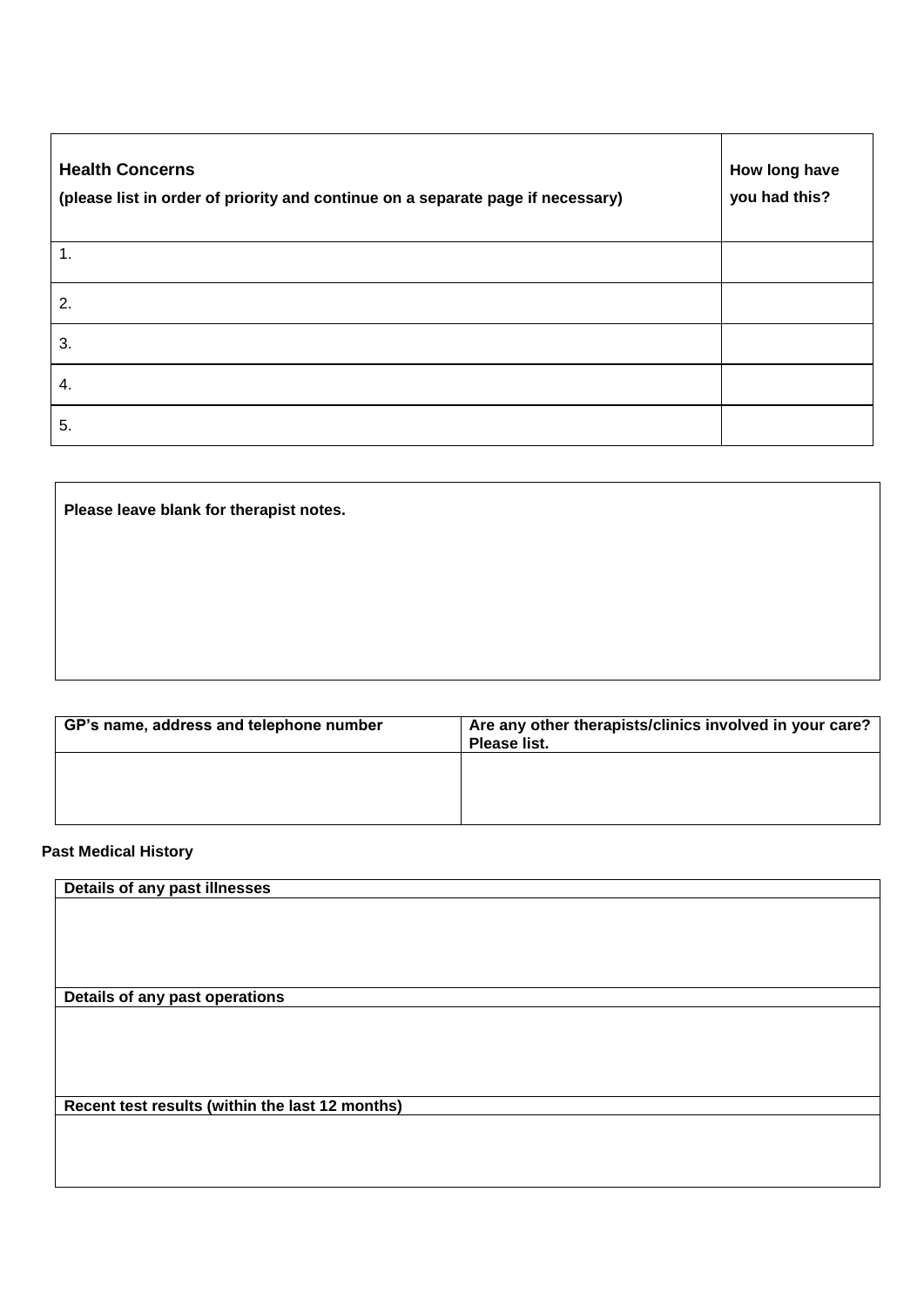| **Health Concerns**<br>**(please list in order of priority and continue on a separate page if necessary)** | **How long have you had this?** |
|---|---|
| 1. | |
| 2. | |
| 3. | |
| 4. | |
| 5. | |

| **Please leave blank for therapist notes.** |
|---|
| |

| **GP's name, address and telephone number** | **Are any other therapists/clinics involved in your care? Please list.** |
|---|---|
| | |

**Past Medical History**

| **Details of any past illnesses** |
|---|
| |
| **Details of any past operations** |
| |
| **Recent test results (within the last 12 months)** |
| |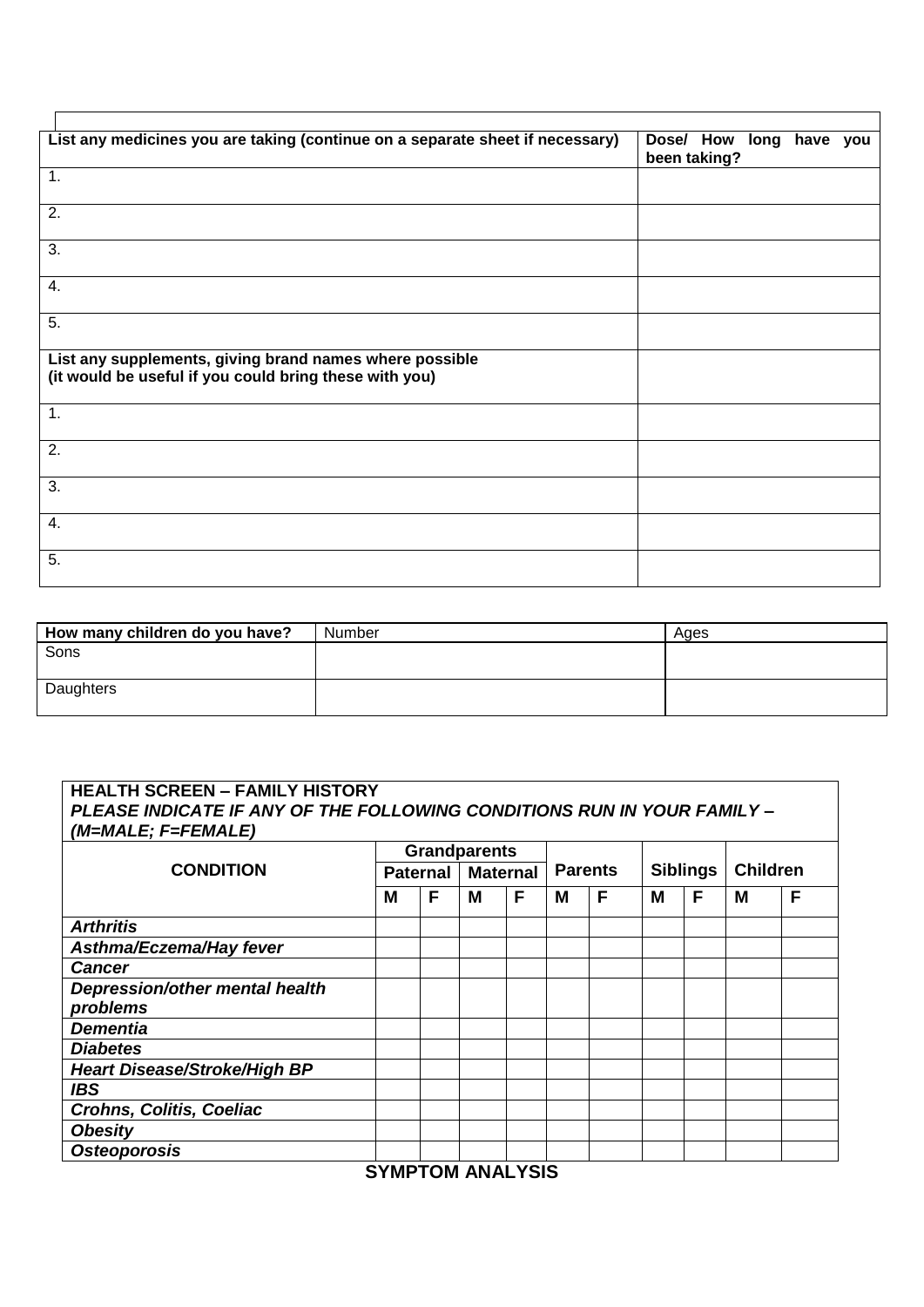| List any medicines you are taking (continue on a separate sheet if necessary) | Dose/ How long have you been taking? |
|---|---|
| 1. | |
| 2. | |
| 3. | |
| 4. | |
| 5. | |
| **List any supplements, giving brand names where possible (it would be useful if you could bring these with you)** | |
| 1. | |
| 2. | |
| 3. | |
| 4. | |
| 5. | |

| How many children do you have? | Number | Ages |
|---|---|---|
| Sons | | |
| Daughters | | |

**HEALTH SCREEN – FAMILY HISTORY**
***PLEASE INDICATE IF ANY OF THE FOLLOWING CONDITIONS RUN IN YOUR FAMILY – (M=MALE; F=FEMALE)***

| CONDITION | Grandparents | | | | Parents | | Siblings | | Children | |
|---|---|---|---|---|---|---|---|---|---|---|
| | Paternal | | Maternal | | | | | | | |
| | M | F | M | F | M | F | M | F | M | F |
| ***Arthritis*** | | | | | | | | | | |
| ***Asthma/Eczema/Hay fever*** | | | | | | | | | | |
| ***Cancer*** | | | | | | | | | | |
| ***Depression/other mental health problems*** | | | | | | | | | | |
| ***Dementia*** | | | | | | | | | | |
| ***Diabetes*** | | | | | | | | | | |
| ***Heart Disease/Stroke/High BP*** | | | | | | | | | | |
| ***IBS*** | | | | | | | | | | |
| ***Crohns, Colitis, Coeliac*** | | | | | | | | | | |
| ***Obesity*** | | | | | | | | | | |
| ***Osteoporosis*** | | | | | | | | | | |

## SYMPTOM ANALYSIS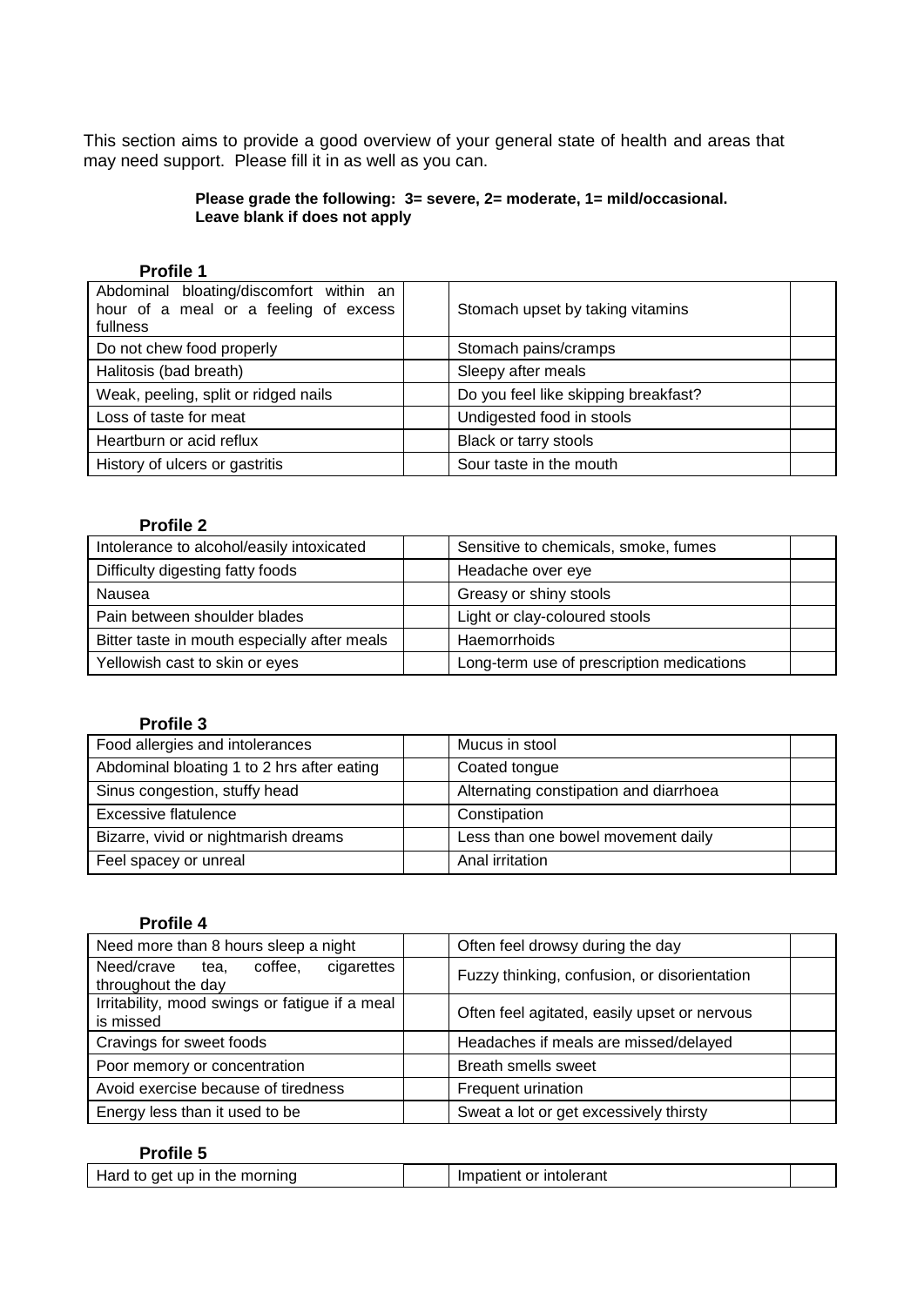This section aims to provide a good overview of your general state of health and areas that may need support. Please fill it in as well as you can.

**Please grade the following: 3= severe, 2= moderate, 1= mild/occasional. Leave blank if does not apply**

**Profile 1**

| | | | |
|---|---|---|---|
| Abdominal bloating/discomfort within an hour of a meal or a feeling of excess fullness | | Stomach upset by taking vitamins | |
| Do not chew food properly | | Stomach pains/cramps | |
| Halitosis (bad breath) | | Sleepy after meals | |
| Weak, peeling, split or ridged nails | | Do you feel like skipping breakfast? | |
| Loss of taste for meat | | Undigested food in stools | |
| Heartburn or acid reflux | | Black or tarry stools | |
| History of ulcers or gastritis | | Sour taste in the mouth | |

**Profile 2**

| | | | |
|---|---|---|---|
| Intolerance to alcohol/easily intoxicated | | Sensitive to chemicals, smoke, fumes | |
| Difficulty digesting fatty foods | | Headache over eye | |
| Nausea | | Greasy or shiny stools | |
| Pain between shoulder blades | | Light or clay-coloured stools | |
| Bitter taste in mouth especially after meals | | Haemorrhoids | |
| Yellowish cast to skin or eyes | | Long-term use of prescription medications | |

**Profile 3**

| | | | |
|---|---|---|---|
| Food allergies and intolerances | | Mucus in stool | |
| Abdominal bloating 1 to 2 hrs after eating | | Coated tongue | |
| Sinus congestion, stuffy head | | Alternating constipation and diarrhoea | |
| Excessive flatulence | | Constipation | |
| Bizarre, vivid or nightmarish dreams | | Less than one bowel movement daily | |
| Feel spacey or unreal | | Anal irritation | |

**Profile 4**

| | | | |
|---|---|---|---|
| Need more than 8 hours sleep a night | | Often feel drowsy during the day | |
| Need/crave tea, coffee, cigarettes throughout the day | | Fuzzy thinking, confusion, or disorientation | |
| Irritability, mood swings or fatigue if a meal is missed | | Often feel agitated, easily upset or nervous | |
| Cravings for sweet foods | | Headaches if meals are missed/delayed | |
| Poor memory or concentration | | Breath smells sweet | |
| Avoid exercise because of tiredness | | Frequent urination | |
| Energy less than it used to be | | Sweat a lot or get excessively thirsty | |

**Profile 5**

| | | | |
|---|---|---|---|
| Hard to get up in the morning | | Impatient or intolerant | |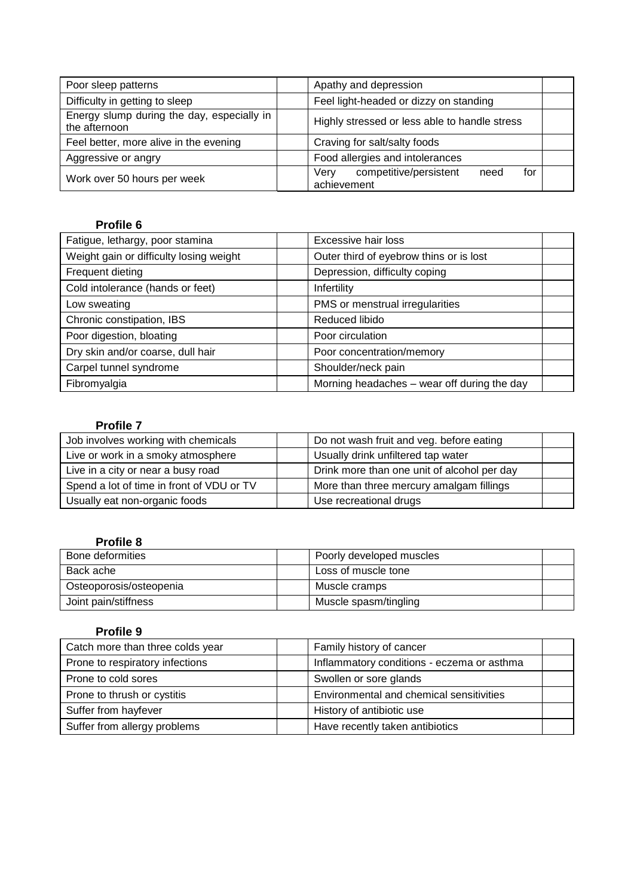| Poor sleep patterns | | Apathy and depression | |
|---|---|---|---|
| Difficulty in getting to sleep | | Feel light-headed or dizzy on standing | |
| Energy slump during the day, especially in the afternoon | | Highly stressed or less able to handle stress | |
| Feel better, more alive in the evening | | Craving for salt/salty foods | |
| Aggressive or angry | | Food allergies and intolerances | |
| Work over 50 hours per week | | Very competitive/persistent need for achievement | |

**Profile 6**

| Fatigue, lethargy, poor stamina | | Excessive hair loss | |
|---|---|---|---|
| Weight gain or difficulty losing weight | | Outer third of eyebrow thins or is lost | |
| Frequent dieting | | Depression, difficulty coping | |
| Cold intolerance (hands or feet) | | Infertility | |
| Low sweating | | PMS or menstrual irregularities | |
| Chronic constipation, IBS | | Reduced libido | |
| Poor digestion, bloating | | Poor circulation | |
| Dry skin and/or coarse, dull hair | | Poor concentration/memory | |
| Carpel tunnel syndrome | | Shoulder/neck pain | |
| Fibromyalgia | | Morning headaches – wear off during the day | |

**Profile 7**

| Job involves working with chemicals | | Do not wash fruit and veg. before eating | |
|---|---|---|---|
| Live or work in a smoky atmosphere | | Usually drink unfiltered tap water | |
| Live in a city or near a busy road | | Drink more than one unit of alcohol per day | |
| Spend a lot of time in front of VDU or TV | | More than three mercury amalgam fillings | |
| Usually eat non-organic foods | | Use recreational drugs | |

**Profile 8**

| Bone deformities | | Poorly developed muscles | |
|---|---|---|---|
| Back ache | | Loss of muscle tone | |
| Osteoporosis/osteopenia | | Muscle cramps | |
| Joint pain/stiffness | | Muscle spasm/tingling | |

**Profile 9**

| Catch more than three colds year | | Family history of cancer | |
|---|---|---|---|
| Prone to respiratory infections | | Inflammatory conditions - eczema or asthma | |
| Prone to cold sores | | Swollen or sore glands | |
| Prone to thrush or cystitis | | Environmental and chemical sensitivities | |
| Suffer from hayfever | | History of antibiotic use | |
| Suffer from allergy problems | | Have recently taken antibiotics | |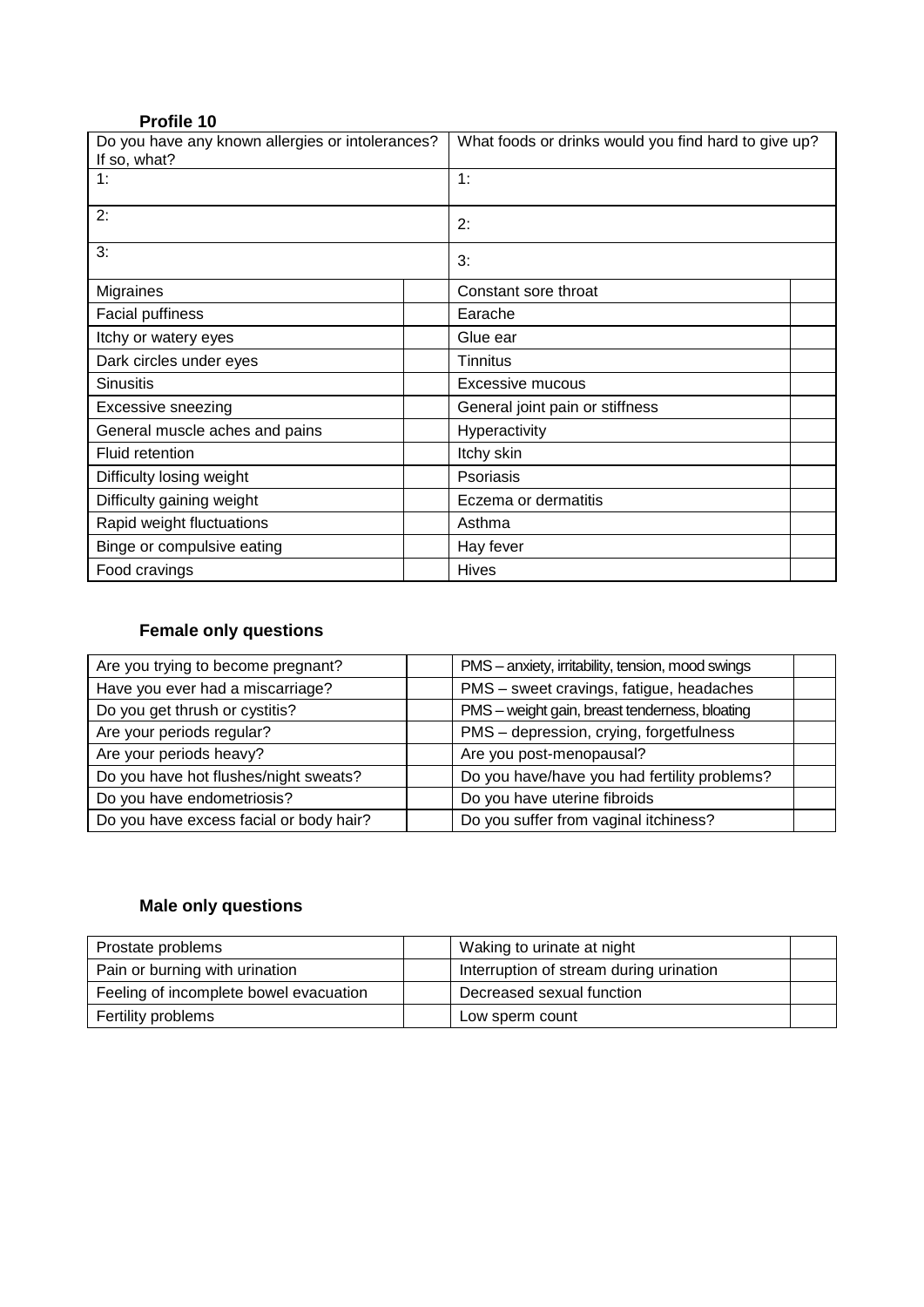**Profile 10**

| Do you have any known allergies or intolerances? If so, what? | | What foods or drinks would you find hard to give up? | |
|---|---|---|---|
| 1: | | 1: | |
| 2: | | 2: | |
| 3: | | 3: | |
| Migraines | | Constant sore throat | |
| Facial puffiness | | Earache | |
| Itchy or watery eyes | | Glue ear | |
| Dark circles under eyes | | Tinnitus | |
| Sinusitis | | Excessive mucous | |
| Excessive sneezing | | General joint pain or stiffness | |
| General muscle aches and pains | | Hyperactivity | |
| Fluid retention | | Itchy skin | |
| Difficulty losing weight | | Psoriasis | |
| Difficulty gaining weight | | Eczema or dermatitis | |
| Rapid weight fluctuations | | Asthma | |
| Binge or compulsive eating | | Hay fever | |
| Food cravings | | Hives | |

**Female only questions**

| Are you trying to become pregnant? | | PMS – anxiety, irritability, tension, mood swings | |
|---|---|---|---|
| Have you ever had a miscarriage? | | PMS – sweet cravings, fatigue, headaches | |
| Do you get thrush or cystitis? | | PMS – weight gain, breast tenderness, bloating | |
| Are your periods regular? | | PMS – depression, crying, forgetfulness | |
| Are your periods heavy? | | Are you post-menopausal? | |
| Do you have hot flushes/night sweats? | | Do you have/have you had fertility problems? | |
| Do you have endometriosis? | | Do you have uterine fibroids | |
| Do you have excess facial or body hair? | | Do you suffer from vaginal itchiness? | |

**Male only questions**

| Prostate problems | | Waking to urinate at night | |
|---|---|---|---|
| Pain or burning with urination | | Interruption of stream during urination | |
| Feeling of incomplete bowel evacuation | | Decreased sexual function | |
| Fertility problems | | Low sperm count | |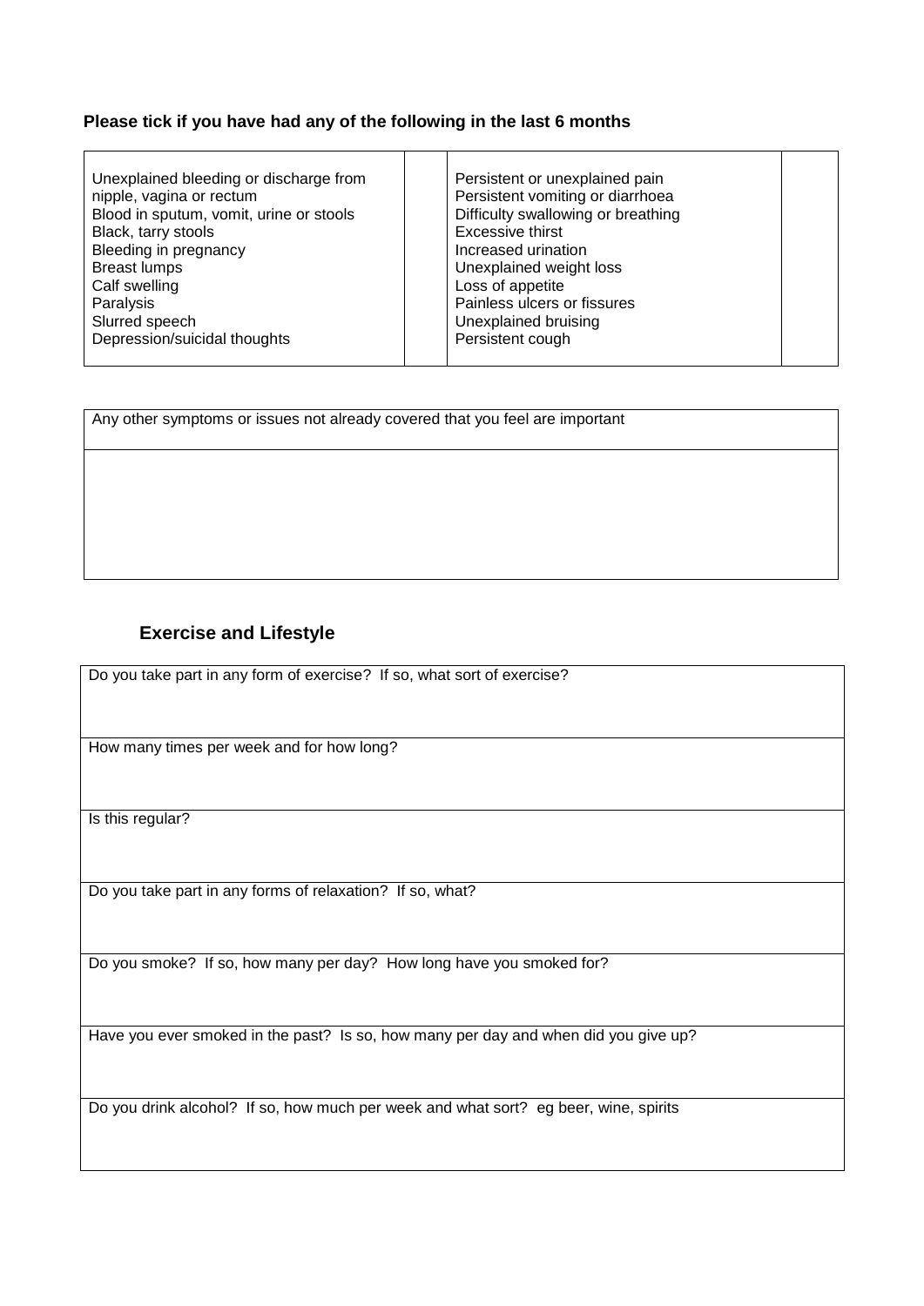**Please tick if you have had any of the following in the last 6 months**

| | | | |
|---|---|---|---|
| Unexplained bleeding or discharge from nipple, vagina or rectum | | Persistent or unexplained pain | |
| Blood in sputum, vomit, urine or stools | | Persistent vomiting or diarrhoea | |
| Black, tarry stools | | Difficulty swallowing or breathing | |
| Bleeding in pregnancy | | Excessive thirst | |
| Breast lumps | | Increased urination | |
| Calf swelling | | Unexplained weight loss | |
| Paralysis | | Loss of appetite | |
| Slurred speech | | Painless ulcers or fissures | |
| Depression/suicidal thoughts | | Unexplained bruising | |
| | | Persistent cough | |

| Any other symptoms or issues not already covered that you feel are important |
|---|
| |

## Exercise and Lifestyle

| Do you take part in any form of exercise? If so, what sort of exercise? |
|---|
| How many times per week and for how long? |
| Is this regular? |
| Do you take part in any forms of relaxation? If so, what? |
| Do you smoke? If so, how many per day? How long have you smoked for? |
| Have you ever smoked in the past? Is so, how many per day and when did you give up? |
| Do you drink alcohol? If so, how much per week and what sort? eg beer, wine, spirits |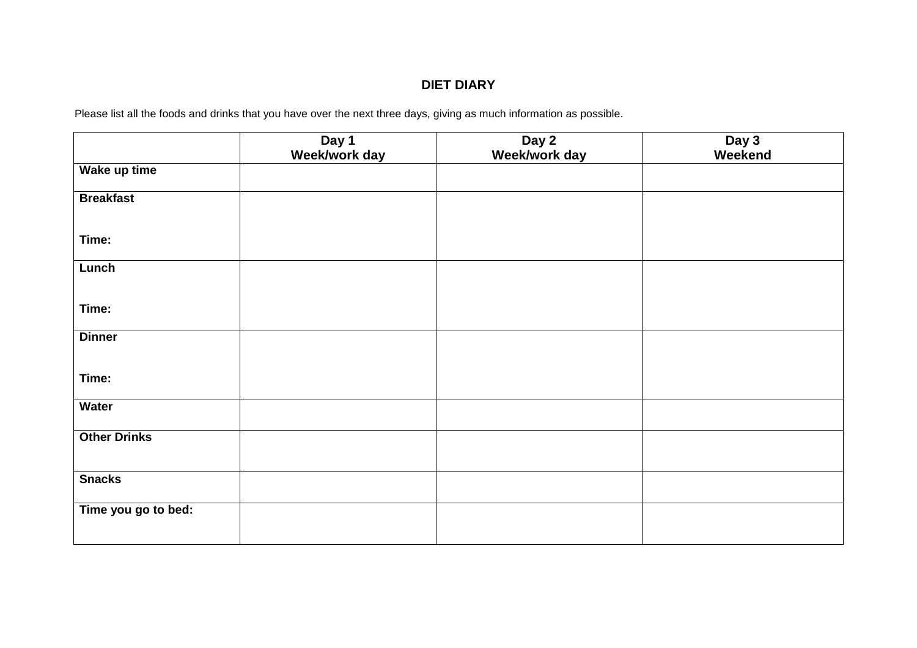# DIET DIARY

Please list all the foods and drinks that you have over the next three days, giving as much information as possible.

| | Day 1<br>Week/work day | Day 2<br>Week/work day | Day 3<br>Weekend |
|---|---|---|---|
| **Wake up time** | | | |
| **Breakfast**<br><br>**Time:** | | | |
| **Lunch**<br><br>**Time:** | | | |
| **Dinner**<br><br>**Time:** | | | |
| **Water** | | | |
| **Other Drinks** | | | |
| **Snacks** | | | |
| **Time you go to bed:** | | | |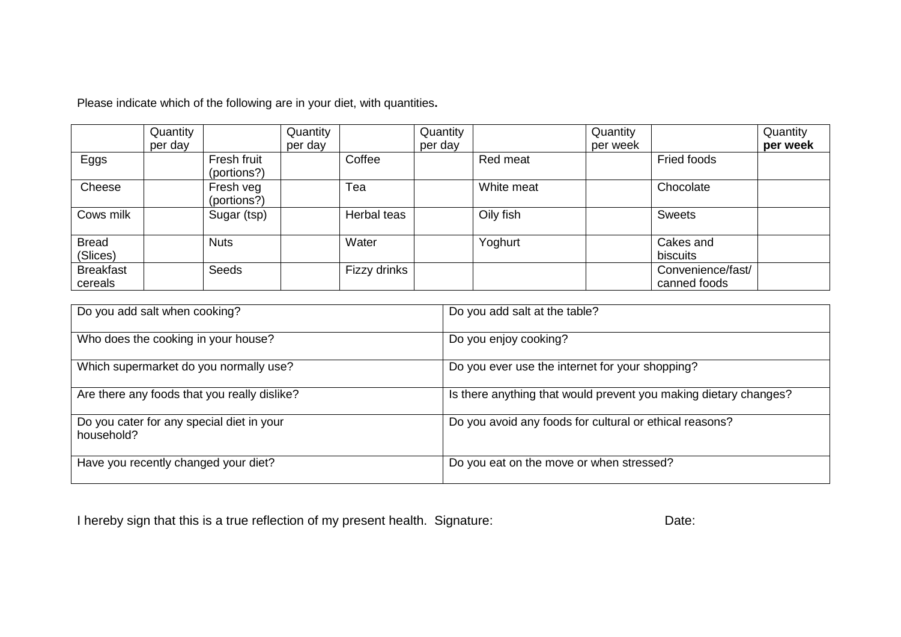Please indicate which of the following are in your diet, with quantities**.**

| | Quantity per day | | Quantity per day | | Quantity per day | | Quantity per week | | Quantity **per week** |
|---|---|---|---|---|---|---|---|---|---|
| Eggs | | Fresh fruit (portions?) | | Coffee | | Red meat | | Fried foods | |
| Cheese | | Fresh veg (portions?) | | Tea | | White meat | | Chocolate | |
| Cows milk | | Sugar (tsp) | | Herbal teas | | Oily fish | | Sweets | |
| Bread (Slices) | | Nuts | | Water | | Yoghurt | | Cakes and biscuits | |
| Breakfast cereals | | Seeds | | Fizzy drinks | | | | Convenience/fast/ canned foods | |

| | |
|---|---|
| Do you add salt when cooking? | Do you add salt at the table? |
| Who does the cooking in your house? | Do you enjoy cooking? |
| Which supermarket do you normally use? | Do you ever use the internet for your shopping? |
| Are there any foods that you really dislike? | Is there anything that would prevent you making dietary changes? |
| Do you cater for any special diet in your household? | Do you avoid any foods for cultural or ethical reasons? |
| Have you recently changed your diet? | Do you eat on the move or when stressed? |

I hereby sign that this is a true reflection of my present health. Signature: Date: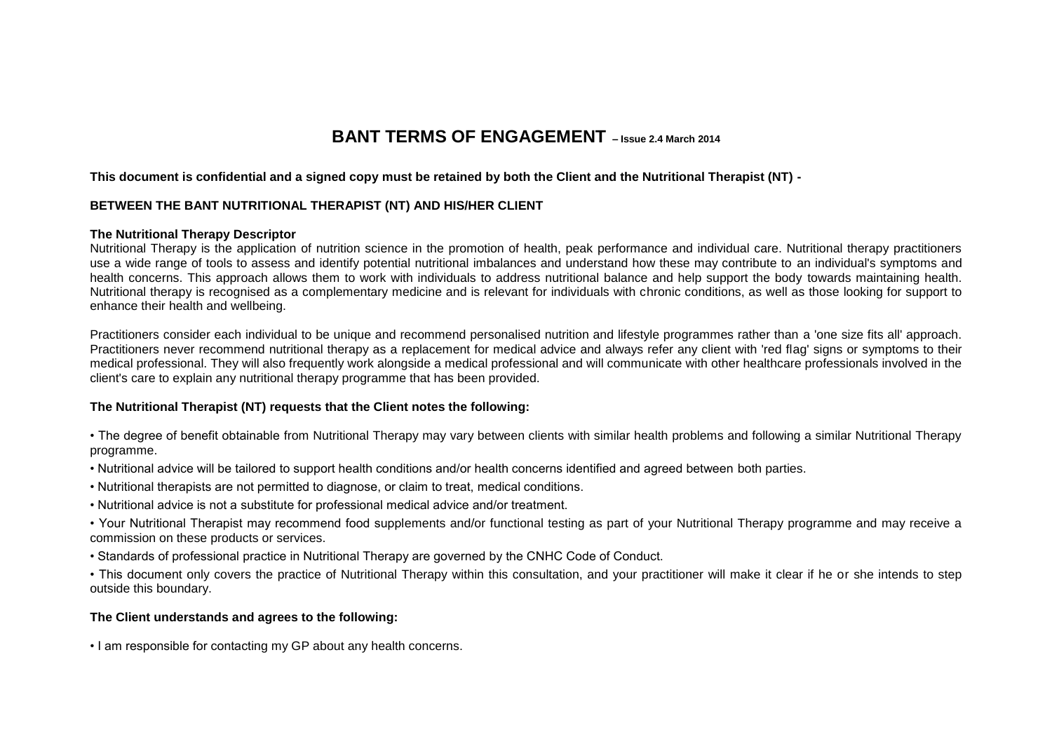# BANT TERMS OF ENGAGEMENT – Issue 2.4 March 2014

**This document is confidential and a signed copy must be retained by both the Client and the Nutritional Therapist (NT) -**

**BETWEEN THE BANT NUTRITIONAL THERAPIST (NT) AND HIS/HER CLIENT**

**The Nutritional Therapy Descriptor**

Nutritional Therapy is the application of nutrition science in the promotion of health, peak performance and individual care. Nutritional therapy practitioners use a wide range of tools to assess and identify potential nutritional imbalances and understand how these may contribute to an individual's symptoms and health concerns. This approach allows them to work with individuals to address nutritional balance and help support the body towards maintaining health. Nutritional therapy is recognised as a complementary medicine and is relevant for individuals with chronic conditions, as well as those looking for support to enhance their health and wellbeing.

Practitioners consider each individual to be unique and recommend personalised nutrition and lifestyle programmes rather than a 'one size fits all' approach. Practitioners never recommend nutritional therapy as a replacement for medical advice and always refer any client with 'red flag' signs or symptoms to their medical professional. They will also frequently work alongside a medical professional and will communicate with other healthcare professionals involved in the client's care to explain any nutritional therapy programme that has been provided.

**The Nutritional Therapist (NT) requests that the Client notes the following:**

- The degree of benefit obtainable from Nutritional Therapy may vary between clients with similar health problems and following a similar Nutritional Therapy programme.
- Nutritional advice will be tailored to support health conditions and/or health concerns identified and agreed between both parties.
- Nutritional therapists are not permitted to diagnose, or claim to treat, medical conditions.
- Nutritional advice is not a substitute for professional medical advice and/or treatment.
- Your Nutritional Therapist may recommend food supplements and/or functional testing as part of your Nutritional Therapy programme and may receive a commission on these products or services.
- Standards of professional practice in Nutritional Therapy are governed by the CNHC Code of Conduct.
- This document only covers the practice of Nutritional Therapy within this consultation, and your practitioner will make it clear if he or she intends to step outside this boundary.

**The Client understands and agrees to the following:**

- I am responsible for contacting my GP about any health concerns.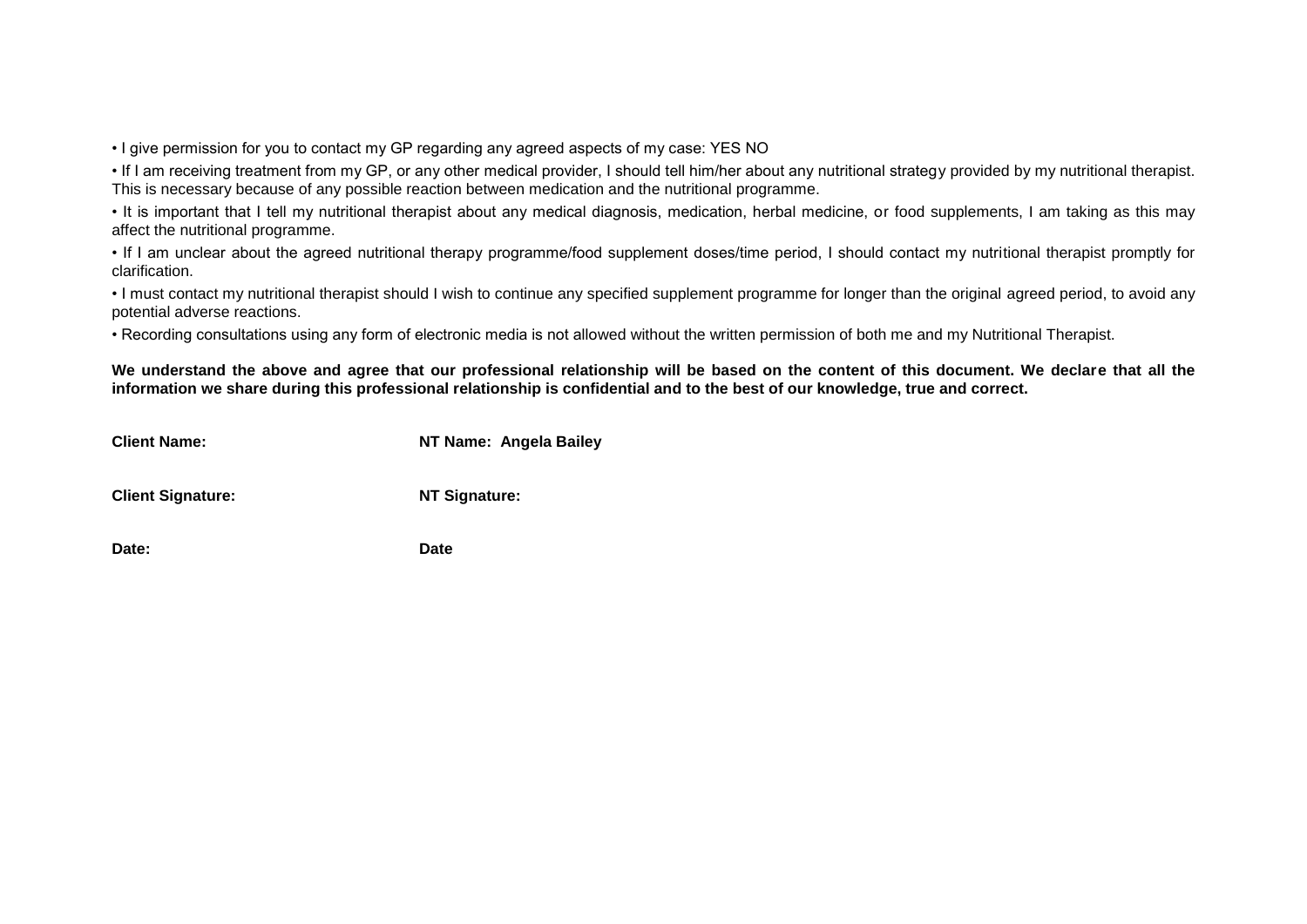- I give permission for you to contact my GP regarding any agreed aspects of my case: YES NO
- If I am receiving treatment from my GP, or any other medical provider, I should tell him/her about any nutritional strategy provided by my nutritional therapist. This is necessary because of any possible reaction between medication and the nutritional programme.
- It is important that I tell my nutritional therapist about any medical diagnosis, medication, herbal medicine, or food supplements, I am taking as this may affect the nutritional programme.
- If I am unclear about the agreed nutritional therapy programme/food supplement doses/time period, I should contact my nutritional therapist promptly for clarification.
- I must contact my nutritional therapist should I wish to continue any specified supplement programme for longer than the original agreed period, to avoid any potential adverse reactions.
- Recording consultations using any form of electronic media is not allowed without the written permission of both me and my Nutritional Therapist.

**We understand the above and agree that our professional relationship will be based on the content of this document. We declare that all the information we share during this professional relationship is confidential and to the best of our knowledge, true and correct.**

| | |
|---|---|
| **Client Name:** | **NT Name: Angela Bailey** |
| **Client Signature:** | **NT Signature:** |
| **Date:** | **Date** |